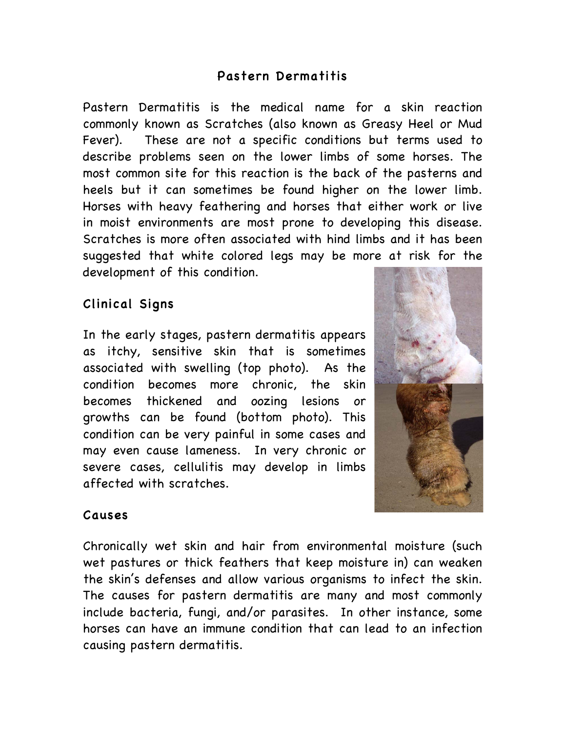# Pastern Dermatitis

Pastern Dermatitis is the medical name for a skin reaction commonly known as Scratches (also known as Greasy Heel or Mud Fever). These are not a specific conditions but terms used to describe problems seen on the lower limbs of some horses. The most common site for this reaction is the back of the pasterns and heels but it can sometimes be found higher on the lower limb. Horses with heavy feathering and horses that either work or live in moist environments are most prone to developing this disease. Scratches is more often associated with hind limbs and it has been suggested that white colored legs may be more at risk for the development of this condition.

## Clinical Signs

In the early stages, pastern dermatitis appears as itchy, sensitive skin that is sometimes associated with swelling (top photo). As the condition becomes more chronic, the skin becomes thickened and oozing lesions or growths can be found (bottom photo). This condition can be very painful in some cases and may even cause lameness. In very chronic or severe cases, cellulitis may develop in limbs affected with scratches.

## Causes

Chronically wet skin and hair from environmental moisture (such wet pastures or thick feathers that keep moisture in) can weaken the skin's defenses and allow various organisms to infect the skin. The causes for pastern dermatitis are many and most commonly include bacteria, fungi, and/or parasites. In other instance, some horses can have an immune condition that can lead to an infection causing pastern dermatitis.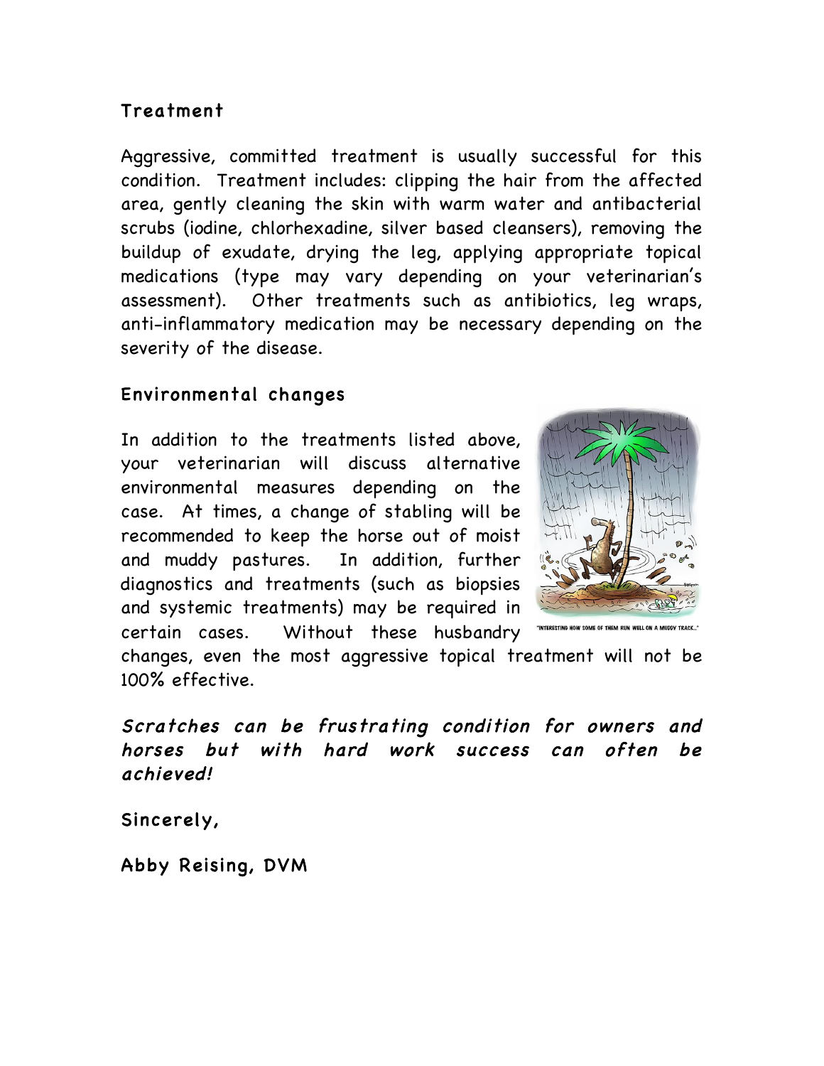## Treatment

Aggressive, committed treatment is usually successful for this condition. Treatment includes: clipping the hair from the affected area, gently cleaning the skin with warm water and antibacterial scrubs (iodine, chlorhexadine, silver based cleansers), removing the buildup of exudate, drying the leg, applying appropriate topical medications (type may vary depending on your veterinarian's assessment). Other treatments such as antibiotics, leg wraps, anti-inflammatory medication may be necessary depending on the severity of the disease.

## Environmental changes

In addition to the treatments listed above, your veterinarian will discuss alternative environmental measures depending on the case. At times, a change of stabling will be recommended to keep the horse out of moist and muddy pastures. In addition, further diagnostics and treatments (such as biopsies and systemic treatments) may be required in certain cases. Without these husbandry changes, even the most aggressive topical treatment will not be 100% effective.

"INTERESTING HOW SOME OF THEM RUN WELL ON A MUDDY TRACK..."

***Scratches can be frustrating condition for owners and horses but with hard work success can often be achieved!***

Sincerely,

Abby Reising, DVM